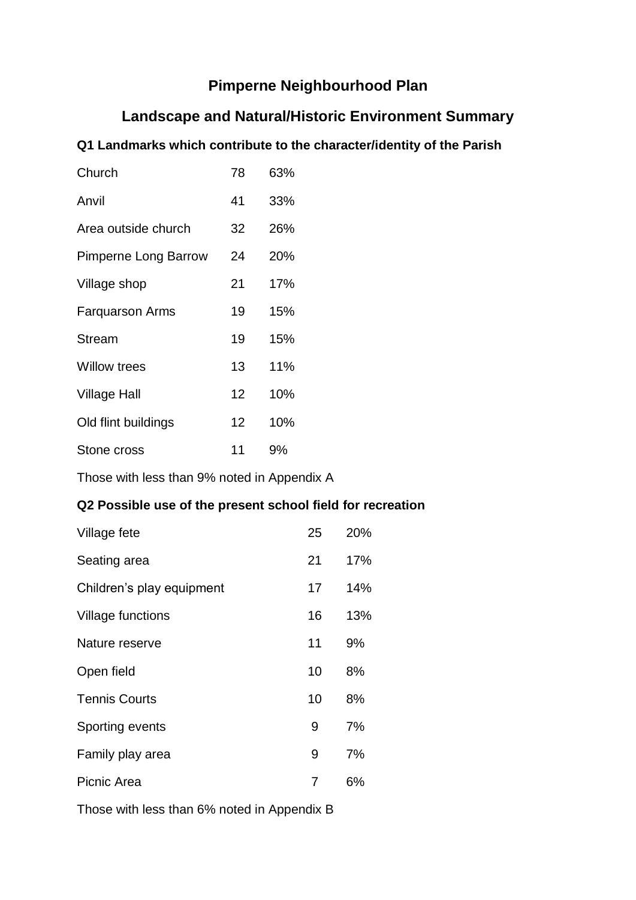# Pimperne Neighbourhood Plan

## Landscape and Natural/Historic Environment Summary

### Q1 Landmarks which contribute to the character/identity of the Parish

| | | |
|---|---|---|
| Church | 78 | 63% |
| Anvil | 41 | 33% |
| Area outside church | 32 | 26% |
| Pimperne Long Barrow | 24 | 20% |
| Village shop | 21 | 17% |
| Farquarson Arms | 19 | 15% |
| Stream | 19 | 15% |
| Willow trees | 13 | 11% |
| Village Hall | 12 | 10% |
| Old flint buildings | 12 | 10% |
| Stone cross | 11 | 9% |

Those with less than 9% noted in Appendix A

### Q2 Possible use of the present school field for recreation

| | | |
|---|---|---|
| Village fete | 25 | 20% |
| Seating area | 21 | 17% |
| Children's play equipment | 17 | 14% |
| Village functions | 16 | 13% |
| Nature reserve | 11 | 9% |
| Open field | 10 | 8% |
| Tennis Courts | 10 | 8% |
| Sporting events | 9 | 7% |
| Family play area | 9 | 7% |
| Picnic Area | 7 | 6% |

Those with less than 6% noted in Appendix B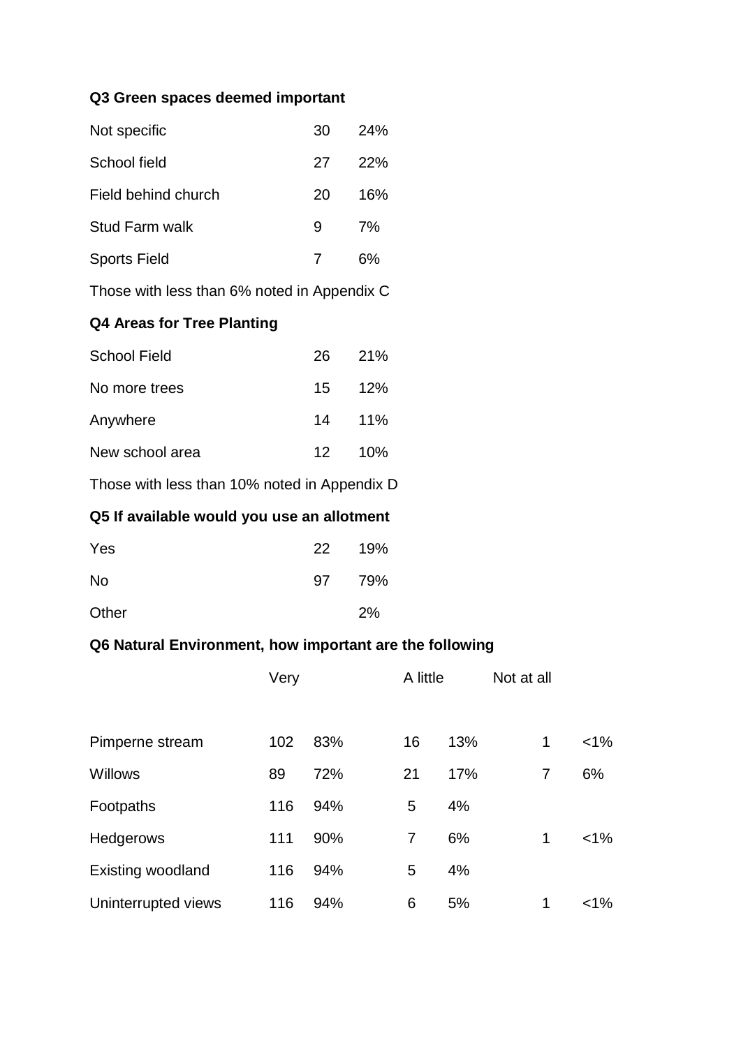**Q3 Green spaces deemed important**

| | | |
|---|---|---|
| Not specific | 30 | 24% |
| School field | 27 | 22% |
| Field behind church | 20 | 16% |
| Stud Farm walk | 9 | 7% |
| Sports Field | 7 | 6% |

Those with less than 6% noted in Appendix C

**Q4 Areas for Tree Planting**

| | | |
|---|---|---|
| School Field | 26 | 21% |
| No more trees | 15 | 12% |
| Anywhere | 14 | 11% |
| New school area | 12 | 10% |

Those with less than 10% noted in Appendix D

**Q5 If available would you use an allotment**

| | | |
|---|---|---|
| Yes | 22 | 19% |
| No | 97 | 79% |
| Other | | 2% |

**Q6 Natural Environment, how important are the following**

| | Very | | A little | | Not at all | |
|---|---|---|---|---|---|---|
| Pimperne stream | 102 | 83% | 16 | 13% | 1 | <1% |
| Willows | 89 | 72% | 21 | 17% | 7 | 6% |
| Footpaths | 116 | 94% | 5 | 4% | | |
| Hedgerows | 111 | 90% | 7 | 6% | 1 | <1% |
| Existing woodland | 116 | 94% | 5 | 4% | | |
| Uninterrupted views | 116 | 94% | 6 | 5% | 1 | <1% |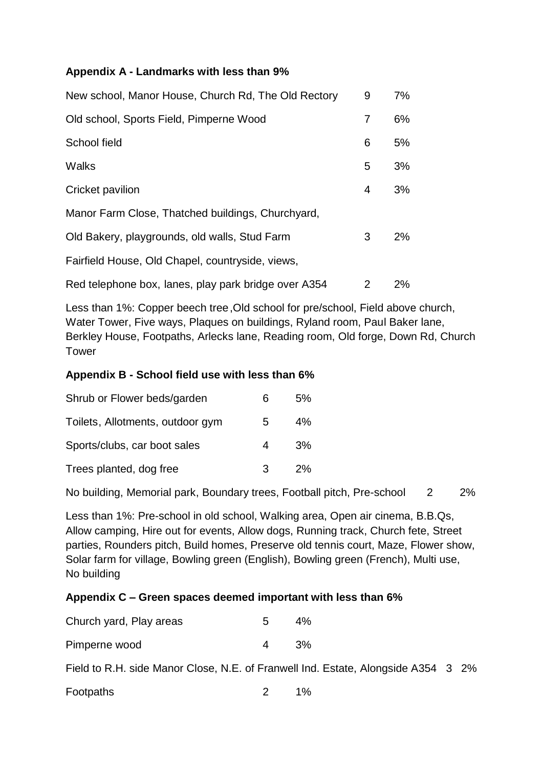### Appendix A - Landmarks with less than 9%

| | | |
|---|---|---|
| New school, Manor House, Church Rd, The Old Rectory | 9 | 7% |
| Old school, Sports Field, Pimperne Wood | 7 | 6% |
| School field | 6 | 5% |
| Walks | 5 | 3% |
| Cricket pavilion | 4 | 3% |
| Manor Farm Close, Thatched buildings, Churchyard, Old Bakery, playgrounds, old walls, Stud Farm | 3 | 2% |
| Fairfield House, Old Chapel, countryside, views, Red telephone box, lanes, play park bridge over A354 | 2 | 2% |

Less than 1%: Copper beech tree ,Old school for pre/school, Field above church, Water Tower, Five ways, Plaques on buildings, Ryland room, Paul Baker lane, Berkley House, Footpaths, Arlecks lane, Reading room, Old forge, Down Rd, Church Tower

### Appendix B - School field use with less than 6%

| | | |
|---|---|---|
| Shrub or Flower beds/garden | 6 | 5% |
| Toilets, Allotments, outdoor gym | 5 | 4% |
| Sports/clubs, car boot sales | 4 | 3% |
| Trees planted, dog free | 3 | 2% |
| No building, Memorial park, Boundary trees, Football pitch, Pre-school | 2 | 2% |

Less than 1%: Pre-school in old school, Walking area, Open air cinema, B.B.Qs, Allow camping, Hire out for events, Allow dogs, Running track, Church fete, Street parties, Rounders pitch, Build homes, Preserve old tennis court, Maze, Flower show, Solar farm for village, Bowling green (English), Bowling green (French), Multi use, No building

### Appendix C – Green spaces deemed important with less than 6%

| | | |
|---|---|---|
| Church yard, Play areas | 5 | 4% |
| Pimperne wood | 4 | 3% |
| Field to R.H. side Manor Close, N.E. of Franwell Ind. Estate, Alongside A354 | 3 | 2% |
| Footpaths | 2 | 1% |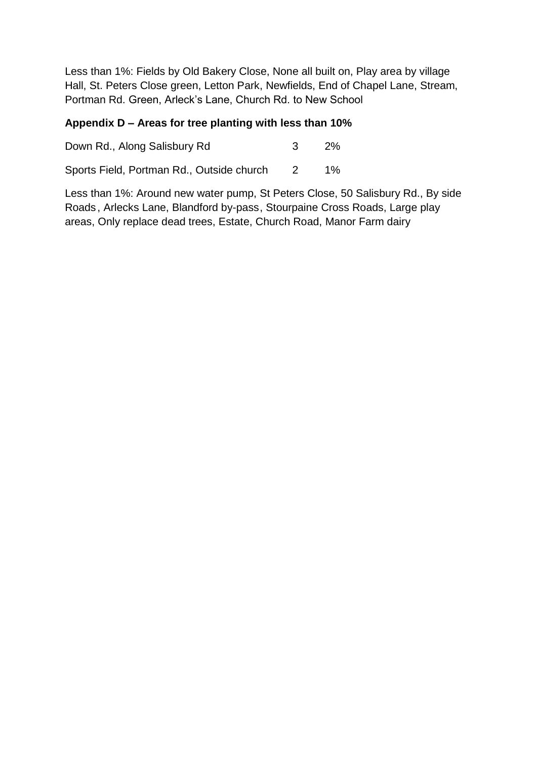Less than 1%: Fields by Old Bakery Close, None all built on, Play area by village Hall, St. Peters Close green, Letton Park, Newfields, End of Chapel Lane, Stream, Portman Rd. Green, Arleck's Lane, Church Rd. to New School

**Appendix D – Areas for tree planting with less than 10%**

| | | |
|---|---|---|
| Down Rd., Along Salisbury Rd | 3 | 2% |
| Sports Field, Portman Rd., Outside church | 2 | 1% |

Less than 1%: Around new water pump, St Peters Close, 50 Salisbury Rd., By side Roads, Arlecks Lane, Blandford by-pass, Stourpaine Cross Roads, Large play areas, Only replace dead trees, Estate, Church Road, Manor Farm dairy